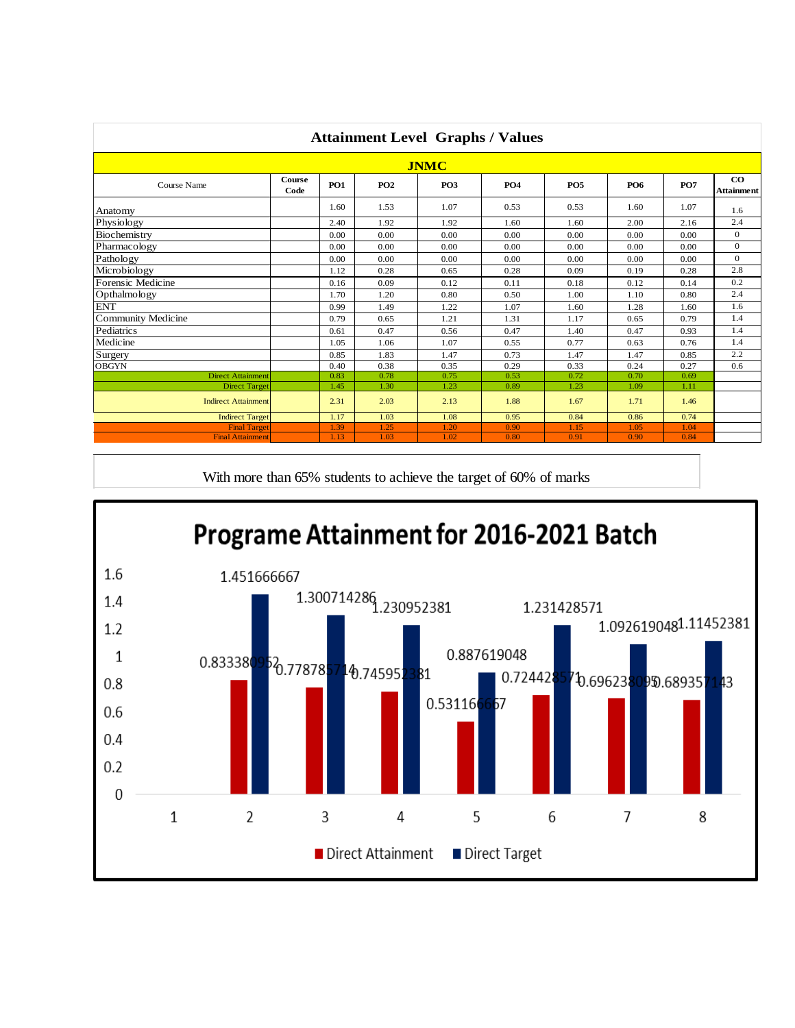## Attainment Level Graphs / Values

| JNMC | | | | | | | | | |
|---|---|---|---|---|---|---|---|---|---|
| Course Name | Course Code | PO1 | PO2 | PO3 | PO4 | PO5 | PO6 | PO7 | CO Attainment |
| Anatomy | | 1.60 | 1.53 | 1.07 | 0.53 | 0.53 | 1.60 | 1.07 | 1.6 |
| Physiology | | 2.40 | 1.92 | 1.92 | 1.60 | 1.60 | 2.00 | 2.16 | 2.4 |
| Biochemistry | | 0.00 | 0.00 | 0.00 | 0.00 | 0.00 | 0.00 | 0.00 | 0 |
| Pharmacology | | 0.00 | 0.00 | 0.00 | 0.00 | 0.00 | 0.00 | 0.00 | 0 |
| Pathology | | 0.00 | 0.00 | 0.00 | 0.00 | 0.00 | 0.00 | 0.00 | 0 |
| Microbiology | | 1.12 | 0.28 | 0.65 | 0.28 | 0.09 | 0.19 | 0.28 | 2.8 |
| Forensic Medicine | | 0.16 | 0.09 | 0.12 | 0.11 | 0.18 | 0.12 | 0.14 | 0.2 |
| Opthalmology | | 1.70 | 1.20 | 0.80 | 0.50 | 1.00 | 1.10 | 0.80 | 2.4 |
| ENT | | 0.99 | 1.49 | 1.22 | 1.07 | 1.60 | 1.28 | 1.60 | 1.6 |
| Community Medicine | | 0.79 | 0.65 | 1.21 | 1.31 | 1.17 | 0.65 | 0.79 | 1.4 |
| Pediatrics | | 0.61 | 0.47 | 0.56 | 0.47 | 1.40 | 0.47 | 0.93 | 1.4 |
| Medicine | | 1.05 | 1.06 | 1.07 | 0.55 | 0.77 | 0.63 | 0.76 | 1.4 |
| Surgery | | 0.85 | 1.83 | 1.47 | 0.73 | 1.47 | 1.47 | 0.85 | 2.2 |
| OBGYN | | 0.40 | 0.38 | 0.35 | 0.29 | 0.33 | 0.24 | 0.27 | 0.6 |
| Direct Attainment | | 0.83 | 0.78 | 0.75 | 0.53 | 0.72 | 0.70 | 0.69 | |
| Direct Target | | 1.45 | 1.30 | 1.23 | 0.89 | 1.23 | 1.09 | 1.11 | |
| Indirect Attainment | | 2.31 | 2.03 | 2.13 | 1.88 | 1.67 | 1.71 | 1.46 | |
| Indirect Target | | 1.17 | 1.03 | 1.08 | 0.95 | 0.84 | 0.86 | 0.74 | |
| Final Target | | 1.39 | 1.25 | 1.20 | 0.90 | 1.15 | 1.05 | 1.04 | |
| Final Attainment | | 1.13 | 1.03 | 1.02 | 0.80 | 0.91 | 0.90 | 0.84 | |

With more than 65% students to achieve the target of 60% of marks

### Programe Attainment for 2016-2021 Batch

| | Direct Attainment | Direct Target |
|---|---|---|
| 1 | | |
| 2 | 0.833380952 | 1.451666667 |
| 3 | 0.778785714 | 1.300714286 |
| 4 | 0.745952381 | 1.230952381 |
| 5 | 0.531166667 | 0.887619048 |
| 6 | 0.724428571 | 1.231428571 |
| 7 | 0.696238095 | 1.092619048 |
| 8 | 0.689357143 | 1.11452381 |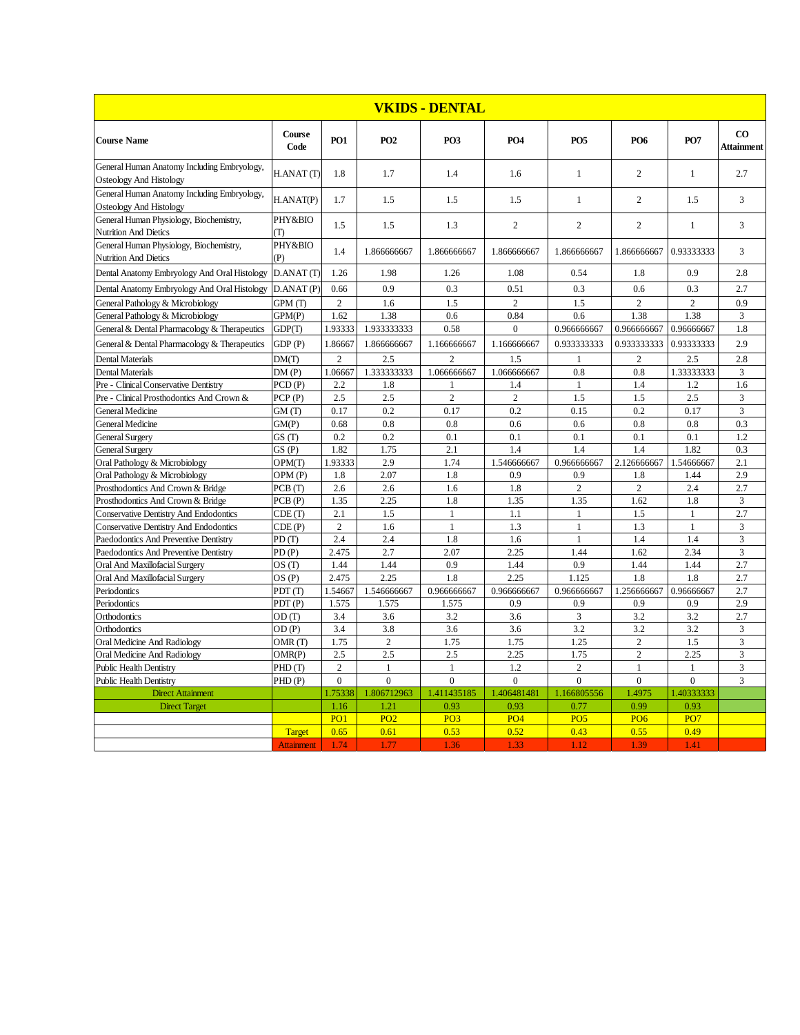| VKIDS - DENTAL | | | | | | | | | |
|---|---|---|---|---|---|---|---|---|---|
| **Course Name** | **Course Code** | **PO1** | **PO2** | **PO3** | **PO4** | **PO5** | **PO6** | **PO7** | **CO Attainment** |
| General Human Anatomy Including Embryology, Osteology And Histology | H.ANAT (T) | 1.8 | 1.7 | 1.4 | 1.6 | 1 | 2 | 1 | 2.7 |
| General Human Anatomy Including Embryology, Osteology And Histology | H.ANAT(P) | 1.7 | 1.5 | 1.5 | 1.5 | 1 | 2 | 1.5 | 3 |
| General Human Physiology, Biochemistry, Nutrition And Dietics | PHY&BIO (T) | 1.5 | 1.5 | 1.3 | 2 | 2 | 2 | 1 | 3 |
| General Human Physiology, Biochemistry, Nutrition And Dietics | PHY&BIO (P) | 1.4 | 1.866666667 | 1.866666667 | 1.866666667 | 1.866666667 | 1.866666667 | 0.93333333 | 3 |
| Dental Anatomy Embryology And Oral Histology | D.ANAT (T) | 1.26 | 1.98 | 1.26 | 1.08 | 0.54 | 1.8 | 0.9 | 2.8 |
| Dental Anatomy Embryology And Oral Histology | D.ANAT (P) | 0.66 | 0.9 | 0.3 | 0.51 | 0.3 | 0.6 | 0.3 | 2.7 |
| General Pathology & Microbiology | GPM (T) | 2 | 1.6 | 1.5 | 2 | 1.5 | 2 | 2 | 0.9 |
| General Pathology & Microbiology | GPM(P) | 1.62 | 1.38 | 0.6 | 0.84 | 0.6 | 1.38 | 1.38 | 3 |
| General & Dental Pharmacology & Therapeutics | GDP(T) | 1.93333 | 1.933333333 | 0.58 | 0 | 0.966666667 | 0.966666667 | 0.96666667 | 1.8 |
| General & Dental Pharmacology & Therapeutics | GDP (P) | 1.86667 | 1.866666667 | 1.166666667 | 1.166666667 | 0.933333333 | 0.933333333 | 0.93333333 | 2.9 |
| Dental Materials | DM(T) | 2 | 2.5 | 2 | 1.5 | 1 | 2 | 2.5 | 2.8 |
| Dental Materials | DM (P) | 1.06667 | 1.333333333 | 1.066666667 | 1.066666667 | 0.8 | 0.8 | 1.33333333 | 3 |
| Pre - Clinical Conservative Dentistry | PCD (P) | 2.2 | 1.8 | 1 | 1.4 | 1 | 1.4 | 1.2 | 1.6 |
| Pre - Clinical Prosthodontics And Crown & | PCP (P) | 2.5 | 2.5 | 2 | 2 | 1.5 | 1.5 | 2.5 | 3 |
| General Medicine | GM (T) | 0.17 | 0.2 | 0.17 | 0.2 | 0.15 | 0.2 | 0.17 | 3 |
| General Medicine | GM(P) | 0.68 | 0.8 | 0.8 | 0.6 | 0.6 | 0.8 | 0.8 | 0.3 |
| General Surgery | GS (T) | 0.2 | 0.2 | 0.1 | 0.1 | 0.1 | 0.1 | 0.1 | 1.2 |
| General Surgery | GS (P) | 1.82 | 1.75 | 2.1 | 1.4 | 1.4 | 1.4 | 1.82 | 0.3 |
| Oral Pathology & Microbiology | OPM(T) | 1.93333 | 2.9 | 1.74 | 1.546666667 | 0.966666667 | 2.126666667 | 1.54666667 | 2.1 |
| Oral Pathology & Microbiology | OPM (P) | 1.8 | 2.07 | 1.8 | 0.9 | 0.9 | 1.8 | 1.44 | 2.9 |
| Prosthodontics And Crown & Bridge | PCB (T) | 2.6 | 2.6 | 1.6 | 1.8 | 2 | 2 | 2.4 | 2.7 |
| Prosthodontics And Crown & Bridge | PCB (P) | 1.35 | 2.25 | 1.8 | 1.35 | 1.35 | 1.62 | 1.8 | 3 |
| Conservative Dentistry And Endodontics | CDE (T) | 2.1 | 1.5 | 1 | 1.1 | 1 | 1.5 | 1 | 2.7 |
| Conservative Dentistry And Endodontics | CDE (P) | 2 | 1.6 | 1 | 1.3 | 1 | 1.3 | 1 | 3 |
| Paedodontics And Preventive Dentistry | PD (T) | 2.4 | 2.4 | 1.8 | 1.6 | 1 | 1.4 | 1.4 | 3 |
| Paedodontics And Preventive Dentistry | PD (P) | 2.475 | 2.7 | 2.07 | 2.25 | 1.44 | 1.62 | 2.34 | 3 |
| Oral And Maxillofacial Surgery | OS (T) | 1.44 | 1.44 | 0.9 | 1.44 | 0.9 | 1.44 | 1.44 | 2.7 |
| Oral And Maxillofacial Surgery | OS (P) | 2.475 | 2.25 | 1.8 | 2.25 | 1.125 | 1.8 | 1.8 | 2.7 |
| Periodontics | PDT (T) | 1.54667 | 1.546666667 | 0.966666667 | 0.966666667 | 0.966666667 | 1.256666667 | 0.96666667 | 2.7 |
| Periodontics | PDT (P) | 1.575 | 1.575 | 1.575 | 0.9 | 0.9 | 0.9 | 0.9 | 2.9 |
| Orthodontics | OD (T) | 3.4 | 3.6 | 3.2 | 3.6 | 3 | 3.2 | 3.2 | 2.7 |
| Orthodontics | OD (P) | 3.4 | 3.8 | 3.6 | 3.6 | 3.2 | 3.2 | 3.2 | 3 |
| Oral Medicine And Radiology | OMR (T) | 1.75 | 2 | 1.75 | 1.75 | 1.25 | 2 | 1.5 | 3 |
| Oral Medicine And Radiology | OMR(P) | 2.5 | 2.5 | 2.5 | 2.25 | 1.75 | 2 | 2.25 | 3 |
| Public Health Dentistry | PHD (T) | 2 | 1 | 1 | 1.2 | 2 | 1 | 1 | 3 |
| Public Health Dentistry | PHD (P) | 0 | 0 | 0 | 0 | 0 | 0 | 0 | 3 |
| Direct Attainment | | 1.75338 | 1.806712963 | 1.411435185 | 1.406481481 | 1.166805556 | 1.4975 | 1.40333333 | |
| Direct Target | | 1.16 | 1.21 | 0.93 | 0.93 | 0.77 | 0.99 | 0.93 | |
| | | PO1 | PO2 | PO3 | PO4 | PO5 | PO6 | PO7 | |
| | Target | 0.65 | 0.61 | 0.53 | 0.52 | 0.43 | 0.55 | 0.49 | |
| | Attainment | 1.74 | 1.77 | 1.36 | 1.33 | 1.12 | 1.39 | 1.41 | |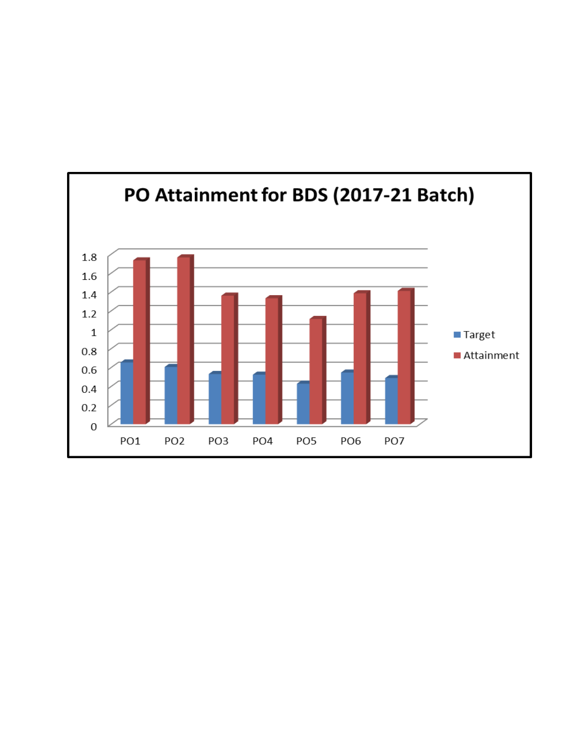## PO Attainment for BDS (2017-21 Batch)

Chart legend: Target, Attainment

Y-axis: 0, 0.2, 0.4, 0.6, 0.8, 1, 1.2, 1.4, 1.6, 1.8

X-axis: PO1, PO2, PO3, PO4, PO5, PO6, PO7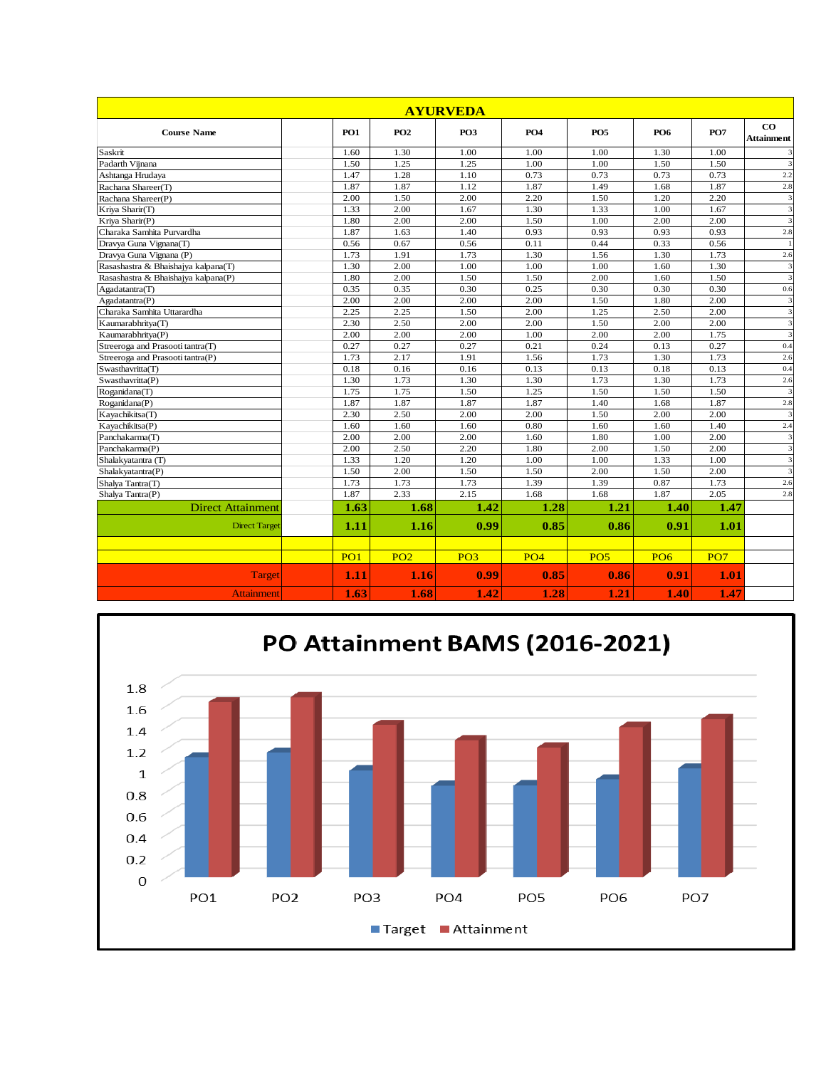# AYURVEDA

| Course Name | | PO1 | PO2 | PO3 | PO4 | PO5 | PO6 | PO7 | CO Attainment |
|---|---|---|---|---|---|---|---|---|---|
| Saskrit | | 1.60 | 1.30 | 1.00 | 1.00 | 1.00 | 1.30 | 1.00 | 3 |
| Padarth Vijnana | | 1.50 | 1.25 | 1.25 | 1.00 | 1.00 | 1.50 | 1.50 | 3 |
| Ashtanga Hrudaya | | 1.47 | 1.28 | 1.10 | 0.73 | 0.73 | 0.73 | 0.73 | 2.2 |
| Rachana Shareer(T) | | 1.87 | 1.87 | 1.12 | 1.87 | 1.49 | 1.68 | 1.87 | 2.8 |
| Rachana Shareer(P) | | 2.00 | 1.50 | 2.00 | 2.20 | 1.50 | 1.20 | 2.20 | 3 |
| Kriya Sharir(T) | | 1.33 | 2.00 | 1.67 | 1.30 | 1.33 | 1.00 | 1.67 | 3 |
| Kriya Sharir(P) | | 1.80 | 2.00 | 2.00 | 1.50 | 1.00 | 2.00 | 2.00 | 3 |
| Charaka Samhita Purvardha | | 1.87 | 1.63 | 1.40 | 0.93 | 0.93 | 0.93 | 0.93 | 2.8 |
| Dravya Guna Vignana(T) | | 0.56 | 0.67 | 0.56 | 0.11 | 0.44 | 0.33 | 0.56 | 1 |
| Dravya Guna Vignana (P) | | 1.73 | 1.91 | 1.73 | 1.30 | 1.56 | 1.30 | 1.73 | 2.6 |
| Rasashastra & Bhaishajya kalpana(T) | | 1.30 | 2.00 | 1.00 | 1.00 | 1.00 | 1.60 | 1.30 | 3 |
| Rasashastra & Bhaishajya kalpana(P) | | 1.80 | 2.00 | 1.50 | 1.50 | 2.00 | 1.60 | 1.50 | 3 |
| Agadatantra(T) | | 0.35 | 0.35 | 0.30 | 0.25 | 0.30 | 0.30 | 0.30 | 0.6 |
| Agadatantra(P) | | 2.00 | 2.00 | 2.00 | 2.00 | 1.50 | 1.80 | 2.00 | 3 |
| Charaka Samhita Uttarardha | | 2.25 | 2.25 | 1.50 | 2.00 | 1.25 | 2.50 | 2.00 | 3 |
| Kaumarabhritya(T) | | 2.30 | 2.50 | 2.00 | 2.00 | 1.50 | 2.00 | 2.00 | 3 |
| Kaumarabhritya(P) | | 2.00 | 2.00 | 2.00 | 1.00 | 2.00 | 2.00 | 1.75 | 3 |
| Streeroga and Prasooti tantra(T) | | 0.27 | 0.27 | 0.27 | 0.21 | 0.24 | 0.13 | 0.27 | 0.4 |
| Streeroga and Prasooti tantra(P) | | 1.73 | 2.17 | 1.91 | 1.56 | 1.73 | 1.30 | 1.73 | 2.6 |
| Swasthavritta(T) | | 0.18 | 0.16 | 0.16 | 0.13 | 0.13 | 0.18 | 0.13 | 0.4 |
| Swasthavritta(P) | | 1.30 | 1.73 | 1.30 | 1.30 | 1.73 | 1.30 | 1.73 | 2.6 |
| Roganidana(T) | | 1.75 | 1.75 | 1.50 | 1.25 | 1.50 | 1.50 | 1.50 | 3 |
| Roganidana(P) | | 1.87 | 1.87 | 1.87 | 1.87 | 1.40 | 1.68 | 1.87 | 2.8 |
| Kayachikitsa(T) | | 2.30 | 2.50 | 2.00 | 2.00 | 1.50 | 2.00 | 2.00 | 3 |
| Kayachikitsa(P) | | 1.60 | 1.60 | 1.60 | 0.80 | 1.60 | 1.60 | 1.40 | 2.4 |
| Panchakarma(T) | | 2.00 | 2.00 | 2.00 | 1.60 | 1.80 | 1.00 | 2.00 | 3 |
| Panchakarma(P) | | 2.00 | 2.50 | 2.20 | 1.80 | 2.00 | 1.50 | 2.00 | 3 |
| Shalakyatantra (T) | | 1.33 | 1.20 | 1.20 | 1.00 | 1.00 | 1.33 | 1.00 | 3 |
| Shalakyatantra(P) | | 1.50 | 2.00 | 1.50 | 1.50 | 2.00 | 1.50 | 2.00 | 3 |
| Shalya Tantra(T) | | 1.73 | 1.73 | 1.73 | 1.39 | 1.39 | 0.87 | 1.73 | 2.6 |
| Shalya Tantra(P) | | 1.87 | 2.33 | 2.15 | 1.68 | 1.68 | 1.87 | 2.05 | 2.8 |
| **Direct Attainment** | | **1.63** | **1.68** | **1.42** | **1.28** | **1.21** | **1.40** | **1.47** | |
| **Direct Target** | | **1.11** | **1.16** | **0.99** | **0.85** | **0.86** | **0.91** | **1.01** | |

| | | PO1 | PO2 | PO3 | PO4 | PO5 | PO6 | PO7 |
|---|---|---|---|---|---|---|---|---|
| Target | | **1.11** | **1.16** | **0.99** | **0.85** | **0.86** | **0.91** | **1.01** |
| Attainment | | **1.63** | **1.68** | **1.42** | **1.28** | **1.21** | **1.40** | **1.47** |

## PO Attainment BAMS (2016-2021)

| | PO1 | PO2 | PO3 | PO4 | PO5 | PO6 | PO7 |
|---|---|---|---|---|---|---|---|
| Target | 1.11 | 1.16 | 0.99 | 0.85 | 0.86 | 0.91 | 1.01 |
| Attainment | 1.63 | 1.68 | 1.42 | 1.28 | 1.21 | 1.40 | 1.47 |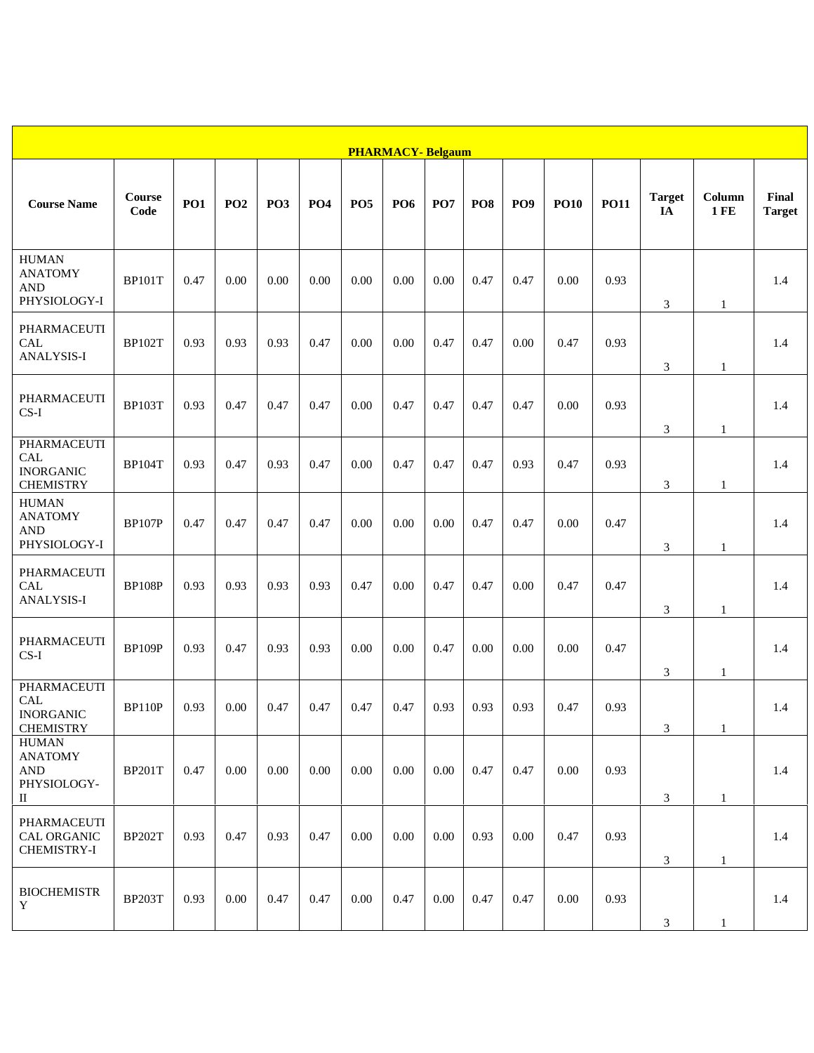| PHARMACY- Belgaum | | | | | | | | | | | | | | | |
|---|---|---|---|---|---|---|---|---|---|---|---|---|---|---|---|
| **Course Name** | **Course Code** | **PO1** | **PO2** | **PO3** | **PO4** | **PO5** | **PO6** | **PO7** | **PO8** | **PO9** | **PO10** | **PO11** | **Target IA** | **Column 1 FE** | **Final Target** |
| HUMAN ANATOMY AND PHYSIOLOGY-I | BP101T | 0.47 | 0.00 | 0.00 | 0.00 | 0.00 | 0.00 | 0.00 | 0.47 | 0.47 | 0.00 | 0.93 | 3 | 1 | 1.4 |
| PHARMACEUTICAL ANALYSIS-I | BP102T | 0.93 | 0.93 | 0.93 | 0.47 | 0.00 | 0.00 | 0.47 | 0.47 | 0.00 | 0.47 | 0.93 | 3 | 1 | 1.4 |
| PHARMACEUTICS-I | BP103T | 0.93 | 0.47 | 0.47 | 0.47 | 0.00 | 0.47 | 0.47 | 0.47 | 0.47 | 0.00 | 0.93 | 3 | 1 | 1.4 |
| PHARMACEUTICAL INORGANIC CHEMISTRY | BP104T | 0.93 | 0.47 | 0.93 | 0.47 | 0.00 | 0.47 | 0.47 | 0.47 | 0.93 | 0.47 | 0.93 | 3 | 1 | 1.4 |
| HUMAN ANATOMY AND PHYSIOLOGY-I | BP107P | 0.47 | 0.47 | 0.47 | 0.47 | 0.00 | 0.00 | 0.00 | 0.47 | 0.47 | 0.00 | 0.47 | 3 | 1 | 1.4 |
| PHARMACEUTICAL ANALYSIS-I | BP108P | 0.93 | 0.93 | 0.93 | 0.93 | 0.47 | 0.00 | 0.47 | 0.47 | 0.00 | 0.47 | 0.47 | 3 | 1 | 1.4 |
| PHARMACEUTICS-I | BP109P | 0.93 | 0.47 | 0.93 | 0.93 | 0.00 | 0.00 | 0.47 | 0.00 | 0.00 | 0.00 | 0.47 | 3 | 1 | 1.4 |
| PHARMACEUTICAL INORGANIC CHEMISTRY | BP110P | 0.93 | 0.00 | 0.47 | 0.47 | 0.47 | 0.47 | 0.93 | 0.93 | 0.93 | 0.47 | 0.93 | 3 | 1 | 1.4 |
| HUMAN ANATOMY AND PHYSIOLOGY-II | BP201T | 0.47 | 0.00 | 0.00 | 0.00 | 0.00 | 0.00 | 0.00 | 0.47 | 0.47 | 0.00 | 0.93 | 3 | 1 | 1.4 |
| PHARMACEUTICAL ORGANIC CHEMISTRY-I | BP202T | 0.93 | 0.47 | 0.93 | 0.47 | 0.00 | 0.00 | 0.00 | 0.93 | 0.00 | 0.47 | 0.93 | 3 | 1 | 1.4 |
| BIOCHEMISTRY | BP203T | 0.93 | 0.00 | 0.47 | 0.47 | 0.00 | 0.47 | 0.00 | 0.47 | 0.47 | 0.00 | 0.93 | 3 | 1 | 1.4 |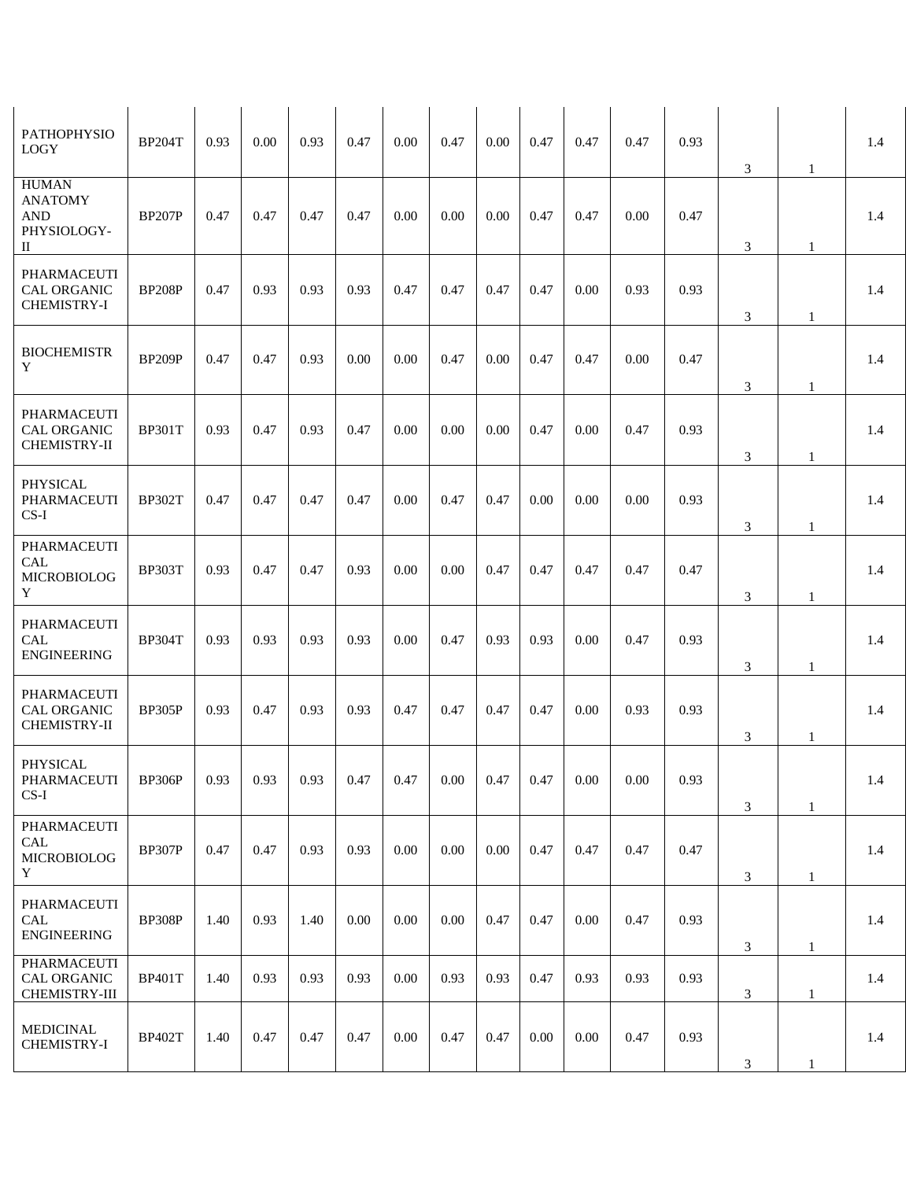| PATHOPHYSIOLOGY | BP204T | 0.93 | 0.00 | 0.93 | 0.47 | 0.00 | 0.47 | 0.00 | 0.47 | 0.47 | 0.47 | 0.93 | 3 | 1 | 1.4 |
|---|---|---|---|---|---|---|---|---|---|---|---|---|---|---|---|
| HUMAN ANATOMY AND PHYSIOLOGY-II | BP207P | 0.47 | 0.47 | 0.47 | 0.47 | 0.00 | 0.00 | 0.00 | 0.47 | 0.47 | 0.00 | 0.47 | 3 | 1 | 1.4 |
| PHARMACEUTICAL ORGANIC CHEMISTRY-I | BP208P | 0.47 | 0.93 | 0.93 | 0.93 | 0.47 | 0.47 | 0.47 | 0.47 | 0.00 | 0.93 | 0.93 | 3 | 1 | 1.4 |
| BIOCHEMISTRY | BP209P | 0.47 | 0.47 | 0.93 | 0.00 | 0.00 | 0.47 | 0.00 | 0.47 | 0.47 | 0.00 | 0.47 | 3 | 1 | 1.4 |
| PHARMACEUTICAL ORGANIC CHEMISTRY-II | BP301T | 0.93 | 0.47 | 0.93 | 0.47 | 0.00 | 0.00 | 0.00 | 0.47 | 0.00 | 0.47 | 0.93 | 3 | 1 | 1.4 |
| PHYSICAL PHARMACEUTICS-I | BP302T | 0.47 | 0.47 | 0.47 | 0.47 | 0.00 | 0.47 | 0.47 | 0.00 | 0.00 | 0.00 | 0.93 | 3 | 1 | 1.4 |
| PHARMACEUTICAL MICROBIOLOGY | BP303T | 0.93 | 0.47 | 0.47 | 0.93 | 0.00 | 0.00 | 0.47 | 0.47 | 0.47 | 0.47 | 0.47 | 3 | 1 | 1.4 |
| PHARMACEUTICAL ENGINEERING | BP304T | 0.93 | 0.93 | 0.93 | 0.93 | 0.00 | 0.47 | 0.93 | 0.93 | 0.00 | 0.47 | 0.93 | 3 | 1 | 1.4 |
| PHARMACEUTICAL ORGANIC CHEMISTRY-II | BP305P | 0.93 | 0.47 | 0.93 | 0.93 | 0.47 | 0.47 | 0.47 | 0.47 | 0.00 | 0.93 | 0.93 | 3 | 1 | 1.4 |
| PHYSICAL PHARMACEUTICS-I | BP306P | 0.93 | 0.93 | 0.93 | 0.47 | 0.47 | 0.00 | 0.47 | 0.47 | 0.00 | 0.00 | 0.93 | 3 | 1 | 1.4 |
| PHARMACEUTICAL MICROBIOLOGY | BP307P | 0.47 | 0.47 | 0.93 | 0.93 | 0.00 | 0.00 | 0.00 | 0.47 | 0.47 | 0.47 | 0.47 | 3 | 1 | 1.4 |
| PHARMACEUTICAL ENGINEERING | BP308P | 1.40 | 0.93 | 1.40 | 0.00 | 0.00 | 0.00 | 0.47 | 0.47 | 0.00 | 0.47 | 0.93 | 3 | 1 | 1.4 |
| PHARMACEUTICAL ORGANIC CHEMISTRY-III | BP401T | 1.40 | 0.93 | 0.93 | 0.93 | 0.00 | 0.93 | 0.93 | 0.47 | 0.93 | 0.93 | 0.93 | 3 | 1 | 1.4 |
| MEDICINAL CHEMISTRY-I | BP402T | 1.40 | 0.47 | 0.47 | 0.47 | 0.00 | 0.47 | 0.47 | 0.00 | 0.00 | 0.47 | 0.93 | 3 | 1 | 1.4 |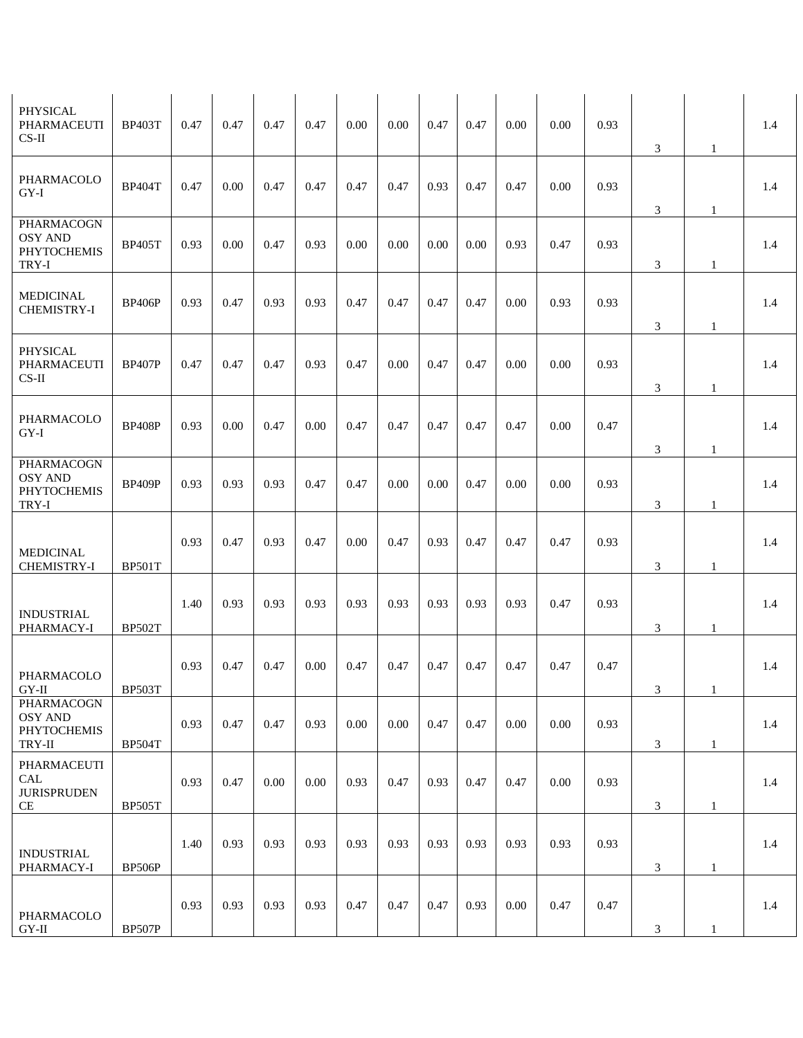| | | | | | | | | | | | | | | | |
|---|---|---|---|---|---|---|---|---|---|---|---|---|---|---|---|
| PHYSICAL PHARMACEUTICS-II | BP403T | 0.47 | 0.47 | 0.47 | 0.47 | 0.00 | 0.00 | 0.47 | 0.47 | 0.00 | 0.00 | 0.93 | 3 | 1 | 1.4 |
| PHARMACOLOGY-I | BP404T | 0.47 | 0.00 | 0.47 | 0.47 | 0.47 | 0.47 | 0.93 | 0.47 | 0.47 | 0.00 | 0.93 | 3 | 1 | 1.4 |
| PHARMACOGNOSY AND PHYTOCHEMISTRY-I | BP405T | 0.93 | 0.00 | 0.47 | 0.93 | 0.00 | 0.00 | 0.00 | 0.00 | 0.93 | 0.47 | 0.93 | 3 | 1 | 1.4 |
| MEDICINAL CHEMISTRY-I | BP406P | 0.93 | 0.47 | 0.93 | 0.93 | 0.47 | 0.47 | 0.47 | 0.47 | 0.00 | 0.93 | 0.93 | 3 | 1 | 1.4 |
| PHYSICAL PHARMACEUTICS-II | BP407P | 0.47 | 0.47 | 0.47 | 0.93 | 0.47 | 0.00 | 0.47 | 0.47 | 0.00 | 0.00 | 0.93 | 3 | 1 | 1.4 |
| PHARMACOLOGY-I | BP408P | 0.93 | 0.00 | 0.47 | 0.00 | 0.47 | 0.47 | 0.47 | 0.47 | 0.47 | 0.00 | 0.47 | 3 | 1 | 1.4 |
| PHARMACOGNOSY AND PHYTOCHEMISTRY-I | BP409P | 0.93 | 0.93 | 0.93 | 0.47 | 0.47 | 0.00 | 0.00 | 0.47 | 0.00 | 0.00 | 0.93 | 3 | 1 | 1.4 |
| MEDICINAL CHEMISTRY-I | BP501T | 0.93 | 0.47 | 0.93 | 0.47 | 0.00 | 0.47 | 0.93 | 0.47 | 0.47 | 0.47 | 0.93 | 3 | 1 | 1.4 |
| INDUSTRIAL PHARMACY-I | BP502T | 1.40 | 0.93 | 0.93 | 0.93 | 0.93 | 0.93 | 0.93 | 0.93 | 0.93 | 0.47 | 0.93 | 3 | 1 | 1.4 |
| PHARMACOLOGY-II | BP503T | 0.93 | 0.47 | 0.47 | 0.00 | 0.47 | 0.47 | 0.47 | 0.47 | 0.47 | 0.47 | 0.47 | 3 | 1 | 1.4 |
| PHARMACOGNOSY AND PHYTOCHEMISTRY-II | BP504T | 0.93 | 0.47 | 0.47 | 0.93 | 0.00 | 0.00 | 0.47 | 0.47 | 0.00 | 0.00 | 0.93 | 3 | 1 | 1.4 |
| PHARMACEUTICAL JURISPRUDENCE | BP505T | 0.93 | 0.47 | 0.00 | 0.00 | 0.93 | 0.47 | 0.93 | 0.47 | 0.47 | 0.00 | 0.93 | 3 | 1 | 1.4 |
| INDUSTRIAL PHARMACY-I | BP506P | 1.40 | 0.93 | 0.93 | 0.93 | 0.93 | 0.93 | 0.93 | 0.93 | 0.93 | 0.93 | 0.93 | 3 | 1 | 1.4 |
| PHARMACOLOGY-II | BP507P | 0.93 | 0.93 | 0.93 | 0.93 | 0.47 | 0.47 | 0.47 | 0.93 | 0.00 | 0.47 | 0.47 | 3 | 1 | 1.4 |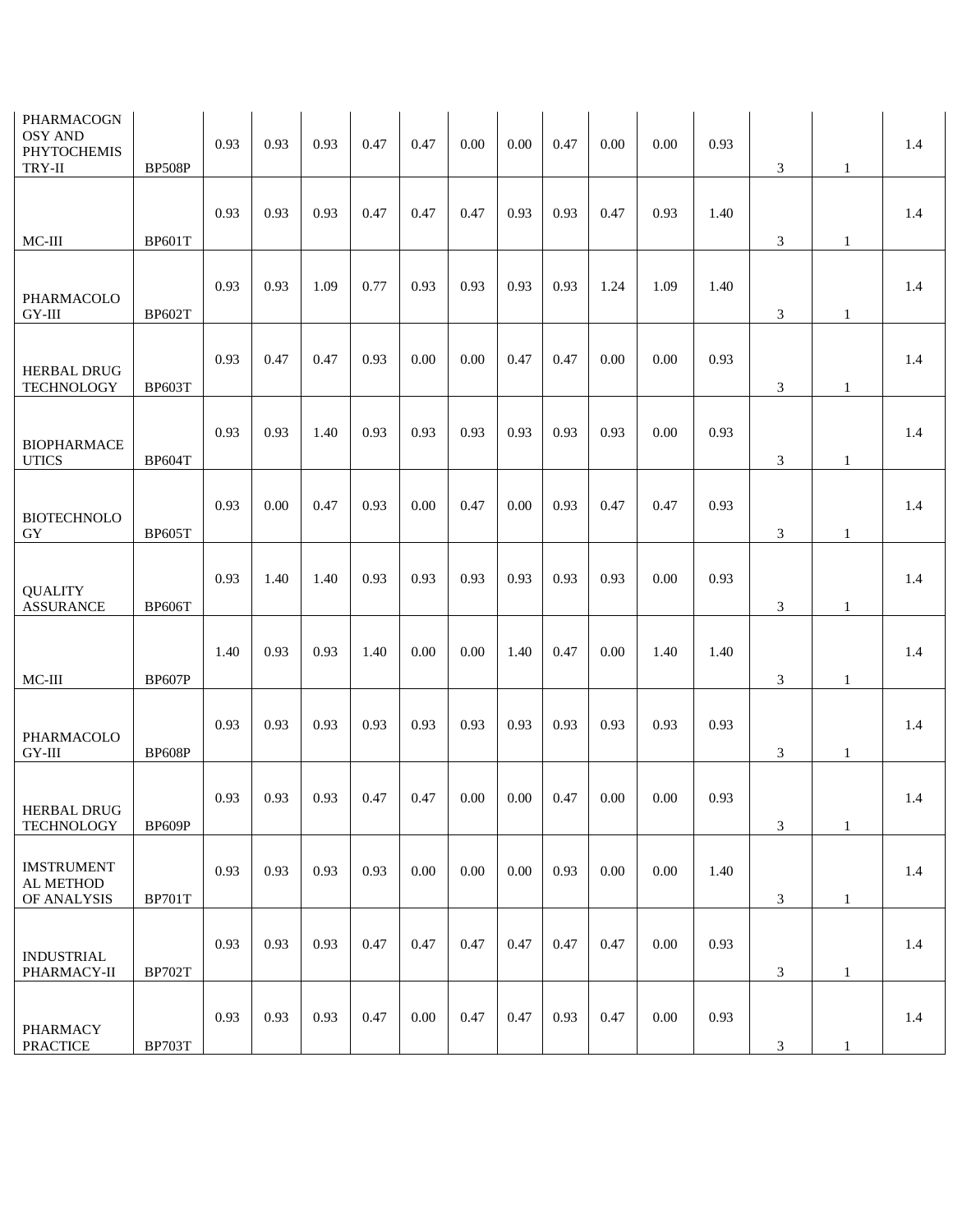| | | | | | | | | | | | | | | | |
|---|---|---|---|---|---|---|---|---|---|---|---|---|---|---|---|
| PHARMACOGNOSY AND PHYTOCHEMISTRY-II | BP508P | 0.93 | 0.93 | 0.93 | 0.47 | 0.47 | 0.00 | 0.00 | 0.47 | 0.00 | 0.00 | 0.93 | 3 | 1 | 1.4 |
| MC-III | BP601T | 0.93 | 0.93 | 0.93 | 0.47 | 0.47 | 0.47 | 0.93 | 0.93 | 0.47 | 0.93 | 1.40 | 3 | 1 | 1.4 |
| PHARMACOLOGY-III | BP602T | 0.93 | 0.93 | 1.09 | 0.77 | 0.93 | 0.93 | 0.93 | 0.93 | 1.24 | 1.09 | 1.40 | 3 | 1 | 1.4 |
| HERBAL DRUG TECHNOLOGY | BP603T | 0.93 | 0.47 | 0.47 | 0.93 | 0.00 | 0.00 | 0.47 | 0.47 | 0.00 | 0.00 | 0.93 | 3 | 1 | 1.4 |
| BIOPHARMACEUTICS | BP604T | 0.93 | 0.93 | 1.40 | 0.93 | 0.93 | 0.93 | 0.93 | 0.93 | 0.93 | 0.00 | 0.93 | 3 | 1 | 1.4 |
| BIOTECHNOLOGY | BP605T | 0.93 | 0.00 | 0.47 | 0.93 | 0.00 | 0.47 | 0.00 | 0.93 | 0.47 | 0.47 | 0.93 | 3 | 1 | 1.4 |
| QUALITY ASSURANCE | BP606T | 0.93 | 1.40 | 1.40 | 0.93 | 0.93 | 0.93 | 0.93 | 0.93 | 0.93 | 0.00 | 0.93 | 3 | 1 | 1.4 |
| MC-III | BP607P | 1.40 | 0.93 | 0.93 | 1.40 | 0.00 | 0.00 | 1.40 | 0.47 | 0.00 | 1.40 | 1.40 | 3 | 1 | 1.4 |
| PHARMACOLOGY-III | BP608P | 0.93 | 0.93 | 0.93 | 0.93 | 0.93 | 0.93 | 0.93 | 0.93 | 0.93 | 0.93 | 0.93 | 3 | 1 | 1.4 |
| HERBAL DRUG TECHNOLOGY | BP609P | 0.93 | 0.93 | 0.93 | 0.47 | 0.47 | 0.00 | 0.00 | 0.47 | 0.00 | 0.00 | 0.93 | 3 | 1 | 1.4 |
| IMSTRUMENTAL METHOD OF ANALYSIS | BP701T | 0.93 | 0.93 | 0.93 | 0.93 | 0.00 | 0.00 | 0.00 | 0.93 | 0.00 | 0.00 | 1.40 | 3 | 1 | 1.4 |
| INDUSTRIAL PHARMACY-II | BP702T | 0.93 | 0.93 | 0.93 | 0.47 | 0.47 | 0.47 | 0.47 | 0.47 | 0.47 | 0.00 | 0.93 | 3 | 1 | 1.4 |
| PHARMACY PRACTICE | BP703T | 0.93 | 0.93 | 0.93 | 0.47 | 0.00 | 0.47 | 0.47 | 0.93 | 0.47 | 0.00 | 0.93 | 3 | 1 | 1.4 |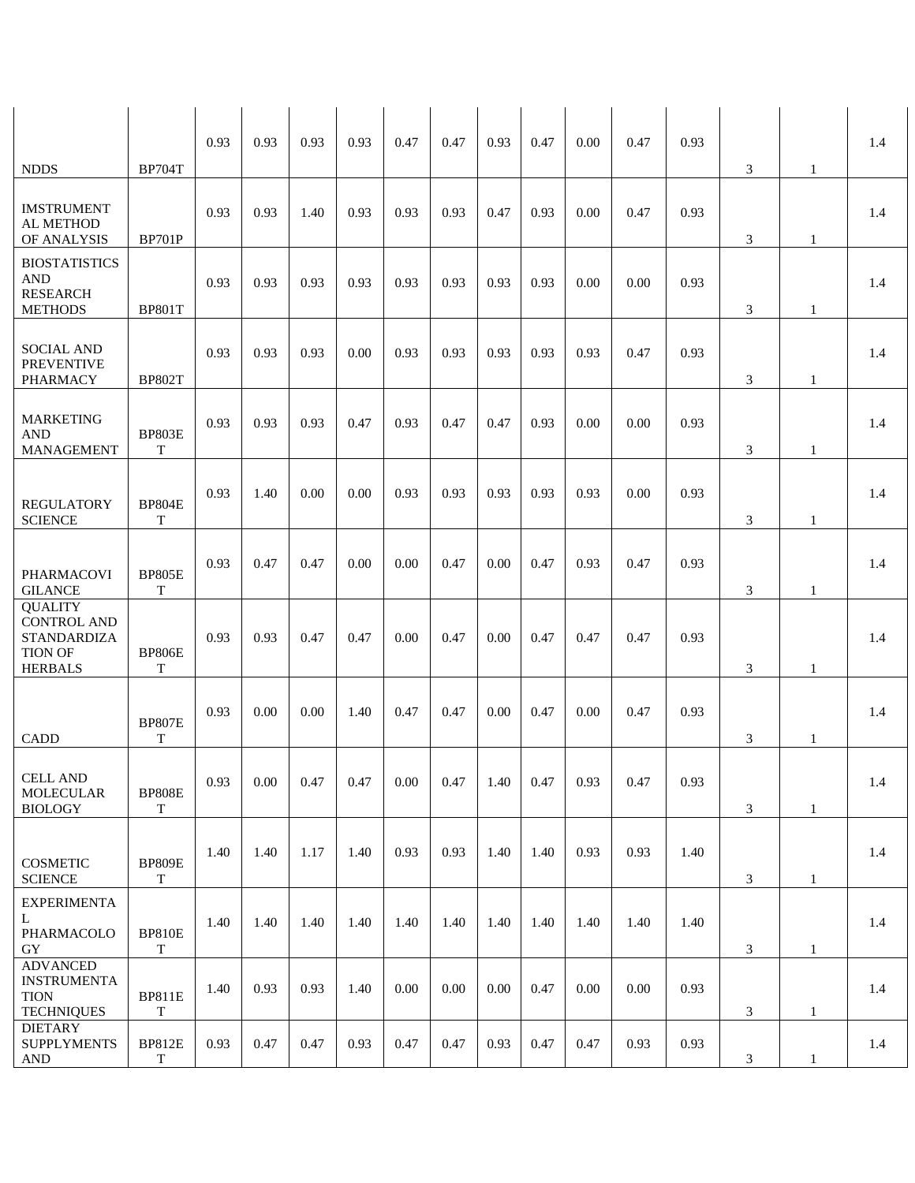| | | | | | | | | | | | | | | | |
|---|---|---|---|---|---|---|---|---|---|---|---|---|---|---|---|
| NDDS | BP704T | 0.93 | 0.93 | 0.93 | 0.93 | 0.47 | 0.47 | 0.93 | 0.47 | 0.00 | 0.47 | 0.93 | 3 | 1 | 1.4 |
| IMSTRUMENTAL METHOD OF ANALYSIS | BP701P | 0.93 | 0.93 | 1.40 | 0.93 | 0.93 | 0.93 | 0.47 | 0.93 | 0.00 | 0.47 | 0.93 | 3 | 1 | 1.4 |
| BIOSTATISTICS AND RESEARCH METHODS | BP801T | 0.93 | 0.93 | 0.93 | 0.93 | 0.93 | 0.93 | 0.93 | 0.93 | 0.00 | 0.00 | 0.93 | 3 | 1 | 1.4 |
| SOCIAL AND PREVENTIVE PHARMACY | BP802T | 0.93 | 0.93 | 0.93 | 0.00 | 0.93 | 0.93 | 0.93 | 0.93 | 0.93 | 0.47 | 0.93 | 3 | 1 | 1.4 |
| MARKETING AND MANAGEMENT | BP803ET | 0.93 | 0.93 | 0.93 | 0.47 | 0.93 | 0.47 | 0.47 | 0.93 | 0.00 | 0.00 | 0.93 | 3 | 1 | 1.4 |
| REGULATORY SCIENCE | BP804ET | 0.93 | 1.40 | 0.00 | 0.00 | 0.93 | 0.93 | 0.93 | 0.93 | 0.93 | 0.00 | 0.93 | 3 | 1 | 1.4 |
| PHARMACOVIGILANCE | BP805ET | 0.93 | 0.47 | 0.47 | 0.00 | 0.00 | 0.47 | 0.00 | 0.47 | 0.93 | 0.47 | 0.93 | 3 | 1 | 1.4 |
| QUALITY CONTROL AND STANDARDIZATION OF HERBALS | BP806ET | 0.93 | 0.93 | 0.47 | 0.47 | 0.00 | 0.47 | 0.00 | 0.47 | 0.47 | 0.47 | 0.93 | 3 | 1 | 1.4 |
| CADD | BP807ET | 0.93 | 0.00 | 0.00 | 1.40 | 0.47 | 0.47 | 0.00 | 0.47 | 0.00 | 0.47 | 0.93 | 3 | 1 | 1.4 |
| CELL AND MOLECULAR BIOLOGY | BP808ET | 0.93 | 0.00 | 0.47 | 0.47 | 0.00 | 0.47 | 1.40 | 0.47 | 0.93 | 0.47 | 0.93 | 3 | 1 | 1.4 |
| COSMETIC SCIENCE | BP809ET | 1.40 | 1.40 | 1.17 | 1.40 | 0.93 | 0.93 | 1.40 | 1.40 | 0.93 | 0.93 | 1.40 | 3 | 1 | 1.4 |
| EXPERIMENTAL PHARMACOLOGY | BP810ET | 1.40 | 1.40 | 1.40 | 1.40 | 1.40 | 1.40 | 1.40 | 1.40 | 1.40 | 1.40 | 1.40 | 3 | 1 | 1.4 |
| ADVANCED INSTRUMENTATION TECHNIQUES | BP811ET | 1.40 | 0.93 | 0.93 | 1.40 | 0.00 | 0.00 | 0.00 | 0.47 | 0.00 | 0.00 | 0.93 | 3 | 1 | 1.4 |
| DIETARY SUPPLYMENTS AND | BP812ET | 0.93 | 0.47 | 0.47 | 0.93 | 0.47 | 0.47 | 0.93 | 0.47 | 0.47 | 0.93 | 0.93 | 3 | 1 | 1.4 |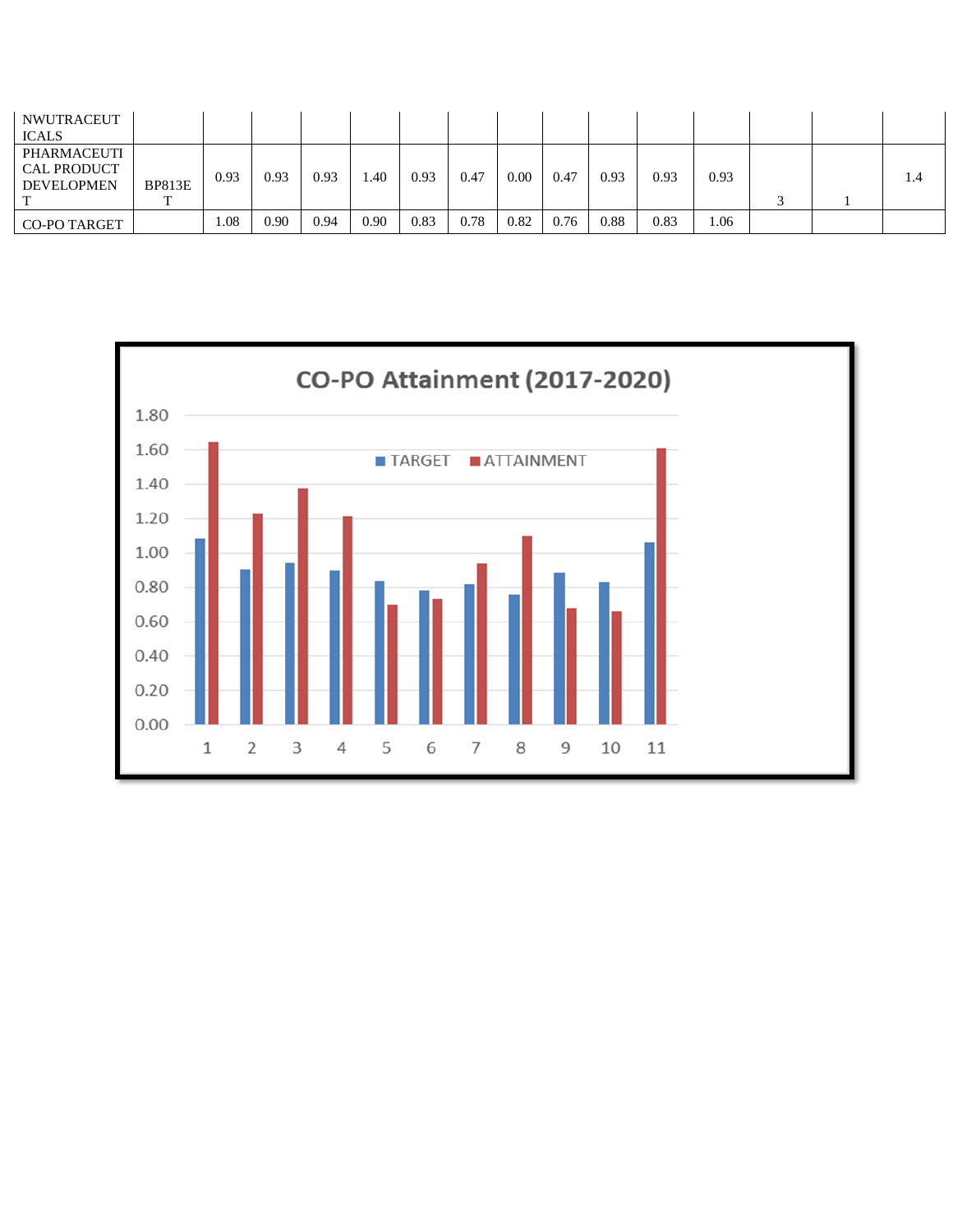| NWUTRACEUTICALS | | | | | | | | | | | | | | | |
|---|---|---|---|---|---|---|---|---|---|---|---|---|---|---|---|
| PHARMACEUTICAL PRODUCT DEVELOPMENT | BP813ET | 0.93 | 0.93 | 0.93 | 1.40 | 0.93 | 0.47 | 0.00 | 0.47 | 0.93 | 0.93 | 0.93 | 3 | 1 | 1.4 |
| CO-PO TARGET | | 1.08 | 0.90 | 0.94 | 0.90 | 0.83 | 0.78 | 0.82 | 0.76 | 0.88 | 0.83 | 1.06 | | | |

CO-PO Attainment (2017-2020)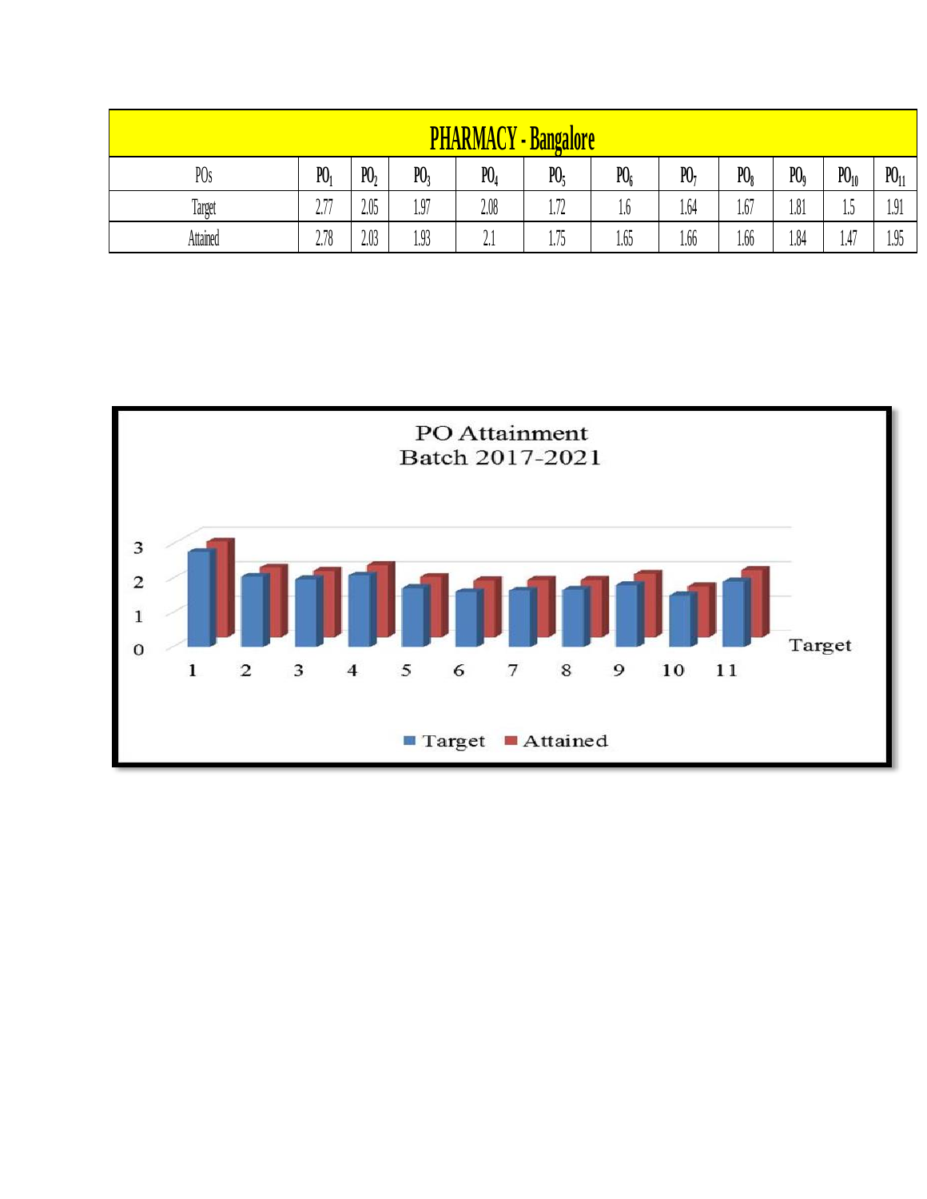| PHARMACY - Bangalore | | | | | | | | | | | |
|---|---|---|---|---|---|---|---|---|---|---|---|
| POs | $PO_1$ | $PO_2$ | $PO_3$ | $PO_4$ | $PO_5$ | $PO_6$ | $PO_7$ | $PO_8$ | $PO_9$ | $PO_{10}$ | $PO_{11}$ |
| Target | 2.77 | 2.05 | 1.97 | 2.08 | 1.72 | 1.6 | 1.64 | 1.67 | 1.81 | 1.5 | 1.91 |
| Attained | 2.78 | 2.03 | 1.93 | 2.1 | 1.75 | 1.65 | 1.66 | 1.66 | 1.84 | 1.47 | 1.95 |

PO Attainment
Batch 2017-2021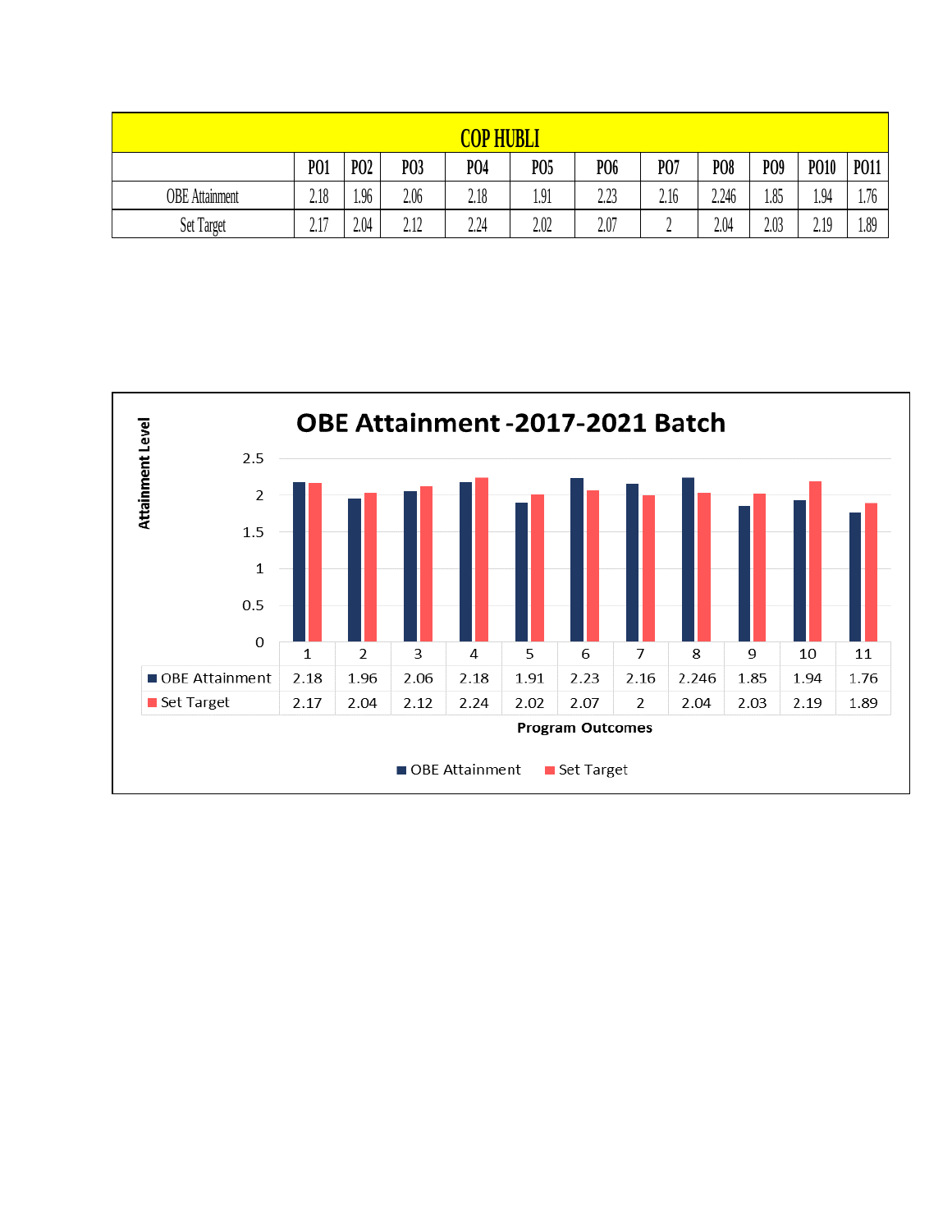| COP HUBLI | | | | | | | | | | | |
|---|---|---|---|---|---|---|---|---|---|---|---|
| | PO1 | PO2 | PO3 | PO4 | PO5 | PO6 | PO7 | PO8 | PO9 | PO10 | PO11 |
| OBE Attainment | 2.18 | 1.96 | 2.06 | 2.18 | 1.91 | 2.23 | 2.16 | 2.246 | 1.85 | 1.94 | 1.76 |
| Set Target | 2.17 | 2.04 | 2.12 | 2.24 | 2.02 | 2.07 | 2 | 2.04 | 2.03 | 2.19 | 1.89 |

## OBE Attainment -2017-2021 Batch

| Program Outcomes | 1 | 2 | 3 | 4 | 5 | 6 | 7 | 8 | 9 | 10 | 11 |
|---|---|---|---|---|---|---|---|---|---|---|---|
| OBE Attainment | 2.18 | 1.96 | 2.06 | 2.18 | 1.91 | 2.23 | 2.16 | 2.246 | 1.85 | 1.94 | 1.76 |
| Set Target | 2.17 | 2.04 | 2.12 | 2.24 | 2.02 | 2.07 | 2 | 2.04 | 2.03 | 2.19 | 1.89 |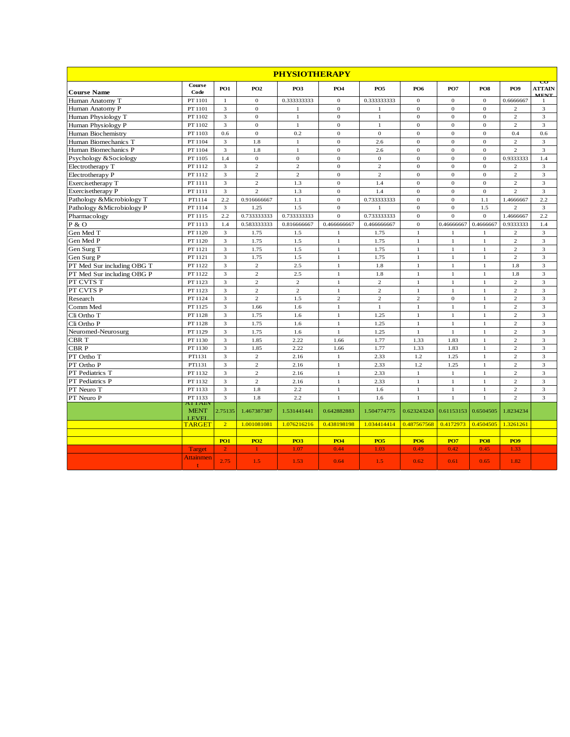# PHYSIOTHERAPY

| Course Name | Course Code | PO1 | PO2 | PO3 | PO4 | PO5 | PO6 | PO7 | PO8 | PO9 | CO ATTAINMENT |
|---|---|---|---|---|---|---|---|---|---|---|---|
| Human Anatomy T | PT 1101 | 1 | 0 | 0.333333333 | 0 | 0.333333333 | 0 | 0 | 0 | 0.6666667 | 1 |
| Human Anatomy P | PT 1101 | 3 | 0 | 1 | 0 | 1 | 0 | 0 | 0 | 2 | 3 |
| Human Physiology T | PT 1102 | 3 | 0 | 1 | 0 | 1 | 0 | 0 | 0 | 2 | 3 |
| Human Physiology P | PT 1102 | 3 | 0 | 1 | 0 | 1 | 0 | 0 | 0 | 2 | 3 |
| Human Biochemistry | PT 1103 | 0.6 | 0 | 0.2 | 0 | 0 | 0 | 0 | 0 | 0.4 | 0.6 |
| Human Biomechanics T | PT 1104 | 3 | 1.8 | 1 | 0 | 2.6 | 0 | 0 | 0 | 2 | 3 |
| Human Biomechanics P | PT 1104 | 3 | 1.8 | 1 | 0 | 2.6 | 0 | 0 | 0 | 2 | 3 |
| Psychology &Sociology | PT 1105 | 1.4 | 0 | 0 | 0 | 0 | 0 | 0 | 0 | 0.9333333 | 1.4 |
| Electrotherapy T | PT 1112 | 3 | 2 | 2 | 0 | 2 | 0 | 0 | 0 | 2 | 3 |
| Electrotherapy P | PT 1112 | 3 | 2 | 2 | 0 | 2 | 0 | 0 | 0 | 2 | 3 |
| Exercisetherapy T | PT 1111 | 3 | 2 | 1.3 | 0 | 1.4 | 0 | 0 | 0 | 2 | 3 |
| Exercisetherapy P | PT 1111 | 3 | 2 | 1.3 | 0 | 1.4 | 0 | 0 | 0 | 2 | 3 |
| Pathology &Microbiology T | PT1114 | 2.2 | 0.916666667 | 1.1 | 0 | 0.733333333 | 0 | 0 | 1.1 | 1.4666667 | 2.2 |
| Pathology &Microbiology P | PT 1114 | 3 | 1.25 | 1.5 | 0 | 1 | 0 | 0 | 1.5 | 2 | 3 |
| Pharmacology | PT 1115 | 2.2 | 0.733333333 | 0.733333333 | 0 | 0.733333333 | 0 | 0 | 0 | 1.4666667 | 2.2 |
| P & O | PT 1113 | 1.4 | 0.583333333 | 0.816666667 | 0.466666667 | 0.466666667 | 0 | 0.46666667 | 0.4666667 | 0.9333333 | 1.4 |
| Gen Med T | PT 1120 | 3 | 1.75 | 1.5 | 1 | 1.75 | 1 | 1 | 1 | 2 | 3 |
| Gen Med P | PT 1120 | 3 | 1.75 | 1.5 | 1 | 1.75 | 1 | 1 | 1 | 2 | 3 |
| Gen Surg T | PT 1121 | 3 | 1.75 | 1.5 | 1 | 1.75 | 1 | 1 | 1 | 2 | 3 |
| Gen Surg P | PT 1121 | 3 | 1.75 | 1.5 | 1 | 1.75 | 1 | 1 | 1 | 2 | 3 |
| PT Med Sur including OBG T | PT 1122 | 3 | 2 | 2.5 | 1 | 1.8 | 1 | 1 | 1 | 1.8 | 3 |
| PT Med Sur including OBG P | PT 1122 | 3 | 2 | 2.5 | 1 | 1.8 | 1 | 1 | 1 | 1.8 | 3 |
| PT CVTS T | PT 1123 | 3 | 2 | 2 | 1 | 2 | 1 | 1 | 1 | 2 | 3 |
| PT CVTS P | PT 1123 | 3 | 2 | 2 | 1 | 2 | 1 | 1 | 1 | 2 | 3 |
| Research | PT 1124 | 3 | 2 | 1.5 | 2 | 2 | 2 | 0 | 1 | 2 | 3 |
| Comm Med | PT 1125 | 3 | 1.66 | 1.6 | 1 | 1 | 1 | 1 | 1 | 2 | 3 |
| Cli Ortho T | PT 1128 | 3 | 1.75 | 1.6 | 1 | 1.25 | 1 | 1 | 1 | 2 | 3 |
| Cli Ortho P | PT 1128 | 3 | 1.75 | 1.6 | 1 | 1.25 | 1 | 1 | 1 | 2 | 3 |
| Neuromed-Neurosurg | PT 1129 | 3 | 1.75 | 1.6 | 1 | 1.25 | 1 | 1 | 1 | 2 | 3 |
| CBR T | PT 1130 | 3 | 1.85 | 2.22 | 1.66 | 1.77 | 1.33 | 1.83 | 1 | 2 | 3 |
| CBR P | PT 1130 | 3 | 1.85 | 2.22 | 1.66 | 1.77 | 1.33 | 1.83 | 1 | 2 | 3 |
| PT Ortho T | PT1131 | 3 | 2 | 2.16 | 1 | 2.33 | 1.2 | 1.25 | 1 | 2 | 3 |
| PT Ortho P | PT1131 | 3 | 2 | 2.16 | 1 | 2.33 | 1.2 | 1.25 | 1 | 2 | 3 |
| PT Pediatrics T | PT 1132 | 3 | 2 | 2.16 | 1 | 2.33 | 1 | 1 | 1 | 2 | 3 |
| PT Pediatrics P | PT 1132 | 3 | 2 | 2.16 | 1 | 2.33 | 1 | 1 | 1 | 2 | 3 |
| PT Neuro T | PT 1133 | 3 | 1.8 | 2.2 | 1 | 1.6 | 1 | 1 | 1 | 2 | 3 |
| PT Neuro P | PT 1133 | 3 | 1.8 | 2.2 | 1 | 1.6 | 1 | 1 | 1 | 2 | 3 |
| | ATTAINMENT LEVEL | 2.75135 | 1.467387387 | 1.531441441 | 0.642882883 | 1.504774775 | 0.623243243 | 0.61153153 | 0.6504505 | 1.8234234 | |
| | TARGET | 2 | 1.001081081 | 1.076216216 | 0.438198198 | 1.034414414 | 0.487567568 | 0.4172973 | 0.4504505 | 1.3261261 | |
| | | | | | | | | | | | |
| | | PO1 | PO2 | PO3 | PO4 | PO5 | PO6 | PO7 | PO8 | PO9 | |
| | Target | 2 | 1 | 1.07 | 0.44 | 1.03 | 0.49 | 0.42 | 0.45 | 1.33 | |
| | Attainment | 2.75 | 1.5 | 1.53 | 0.64 | 1.5 | 0.62 | 0.61 | 0.65 | 1.82 | |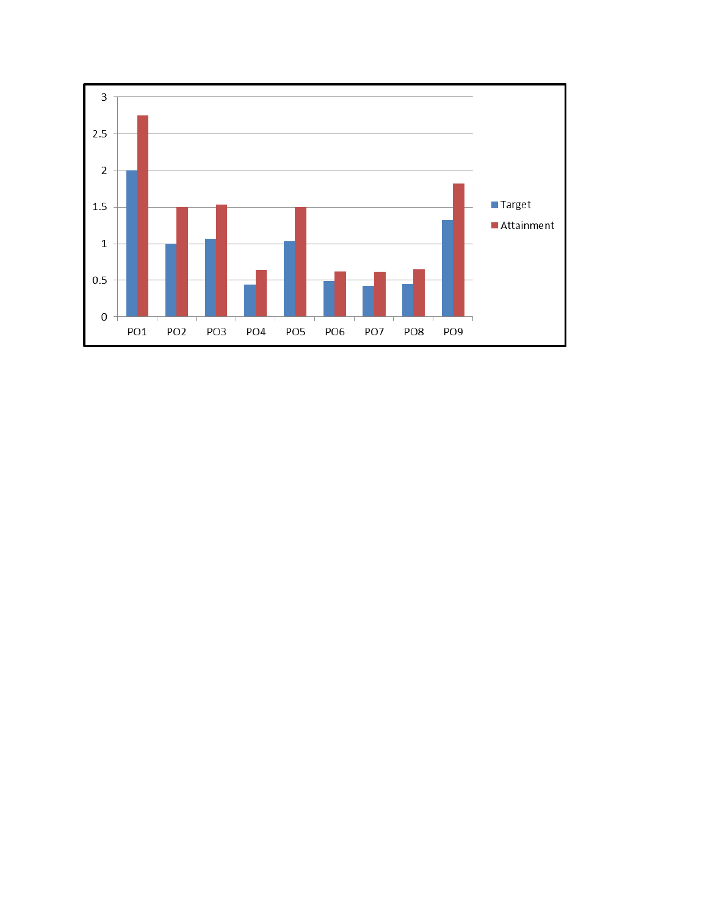3

2.5

2

1.5

1

0.5

0

PO1 PO2 PO3 PO4 PO5 PO6 PO7 PO8 PO9

Target

Attainment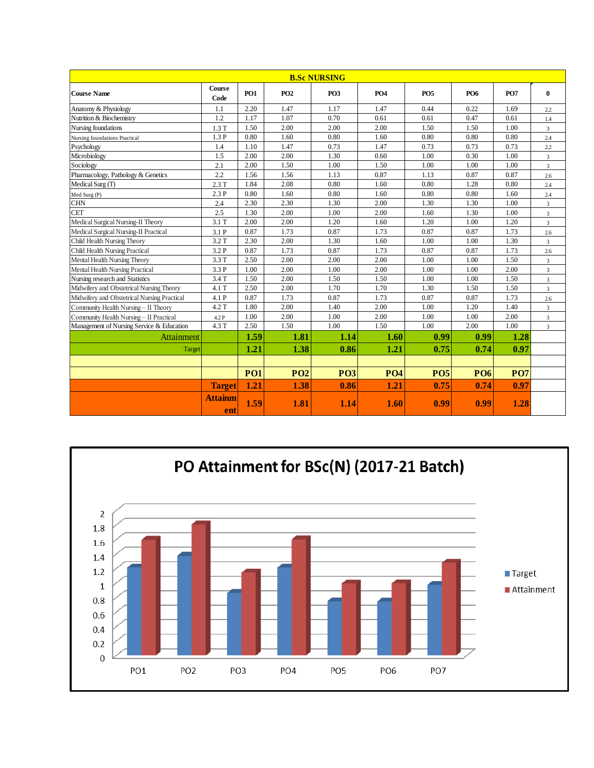| B.Sc NURSING | | | | | | | | | |
|---|---|---|---|---|---|---|---|---|---|
| Course Name | Course Code | PO1 | PO2 | PO3 | PO4 | PO5 | PO6 | PO7 | 0 |
| Anatomy & Physiology | 1.1 | 2.20 | 1.47 | 1.17 | 1.47 | 0.44 | 0.22 | 1.69 | 2.2 |
| Nutrition & Biochemistry | 1.2 | 1.17 | 1.07 | 0.70 | 0.61 | 0.61 | 0.47 | 0.61 | 1.4 |
| Nursing foundations | 1.3 T | 1.50 | 2.00 | 2.00 | 2.00 | 1.50 | 1.50 | 1.00 | 3 |
| Nursing foundations Practical | 1.3 P | 0.80 | 1.60 | 0.80 | 1.60 | 0.80 | 0.80 | 0.80 | 2.4 |
| Psychology | 1.4 | 1.10 | 1.47 | 0.73 | 1.47 | 0.73 | 0.73 | 0.73 | 2.2 |
| Microbiology | 1.5 | 2.00 | 2.00 | 1.30 | 0.60 | 1.00 | 0.30 | 1.00 | 3 |
| Sociology | 2.1 | 2.00 | 1.50 | 1.00 | 1.50 | 1.00 | 1.00 | 1.00 | 3 |
| Pharmacology, Pathology & Genetics | 2.2 | 1.56 | 1.56 | 1.13 | 0.87 | 1.13 | 0.87 | 0.87 | 2.6 |
| Medical Surg (T) | 2.3 T | 1.84 | 2.08 | 0.80 | 1.60 | 0.80 | 1.28 | 0.80 | 2.4 |
| Med Surg (P) | 2.3 P | 0.80 | 1.60 | 0.80 | 1.60 | 0.80 | 0.80 | 1.60 | 2.4 |
| CHN | 2.4 | 2.30 | 2.30 | 1.30 | 2.00 | 1.30 | 1.30 | 1.00 | 3 |
| CET | 2.5 | 1.30 | 2.00 | 1.00 | 2.00 | 1.60 | 1.30 | 1.00 | 3 |
| Medical Surgical Nursing-II Theory | 3.1 T | 2.00 | 2.00 | 1.20 | 1.60 | 1.20 | 1.00 | 1.20 | 3 |
| Medical Surgical Nursing-II Practical | 3.1 P | 0.87 | 1.73 | 0.87 | 1.73 | 0.87 | 0.87 | 1.73 | 2.6 |
| Child Health Nursing Theory | 3.2 T | 2.30 | 2.00 | 1.30 | 1.60 | 1.00 | 1.00 | 1.30 | 3 |
| Child Health Nursing Practical | 3.2 P | 0.87 | 1.73 | 0.87 | 1.73 | 0.87 | 0.87 | 1.73 | 2.6 |
| Mental Health Nursing Theory | 3.3 T | 2.50 | 2.00 | 2.00 | 2.00 | 1.00 | 1.00 | 1.50 | 3 |
| Mental Health Nursing Practical | 3.3 P | 1.00 | 2.00 | 1.00 | 2.00 | 1.00 | 1.00 | 2.00 | 3 |
| Nursing research and Statistics | 3.4 T | 1.50 | 2.00 | 1.50 | 1.50 | 1.00 | 1.00 | 1.50 | 3 |
| Midwifery and Obstetrical Nursing Theory | 4.1 T | 2.50 | 2.00 | 1.70 | 1.70 | 1.30 | 1.50 | 1.50 | 3 |
| Midwifery and Obstetrical Nursing Practical | 4.1 P | 0.87 | 1.73 | 0.87 | 1.73 | 0.87 | 0.87 | 1.73 | 2.6 |
| Community Health Nursing – II Theory | 4.2 T | 1.80 | 2.00 | 1.40 | 2.00 | 1.00 | 1.20 | 1.40 | 3 |
| Community Health Nursing – II Practical | 4.2 P | 1.00 | 2.00 | 1.00 | 2.00 | 1.00 | 1.00 | 2.00 | 3 |
| Management of Nursing Service & Education | 4.3 T | 2.50 | 1.50 | 1.00 | 1.50 | 1.00 | 2.00 | 1.00 | 3 |
| **Attainment** | | **1.59** | **1.81** | **1.14** | **1.60** | **0.99** | **0.99** | **1.28** | |
| Target | | **1.21** | **1.38** | **0.86** | **1.21** | **0.75** | **0.74** | **0.97** | |

| | PO1 | PO2 | PO3 | PO4 | PO5 | PO6 | PO7 |
|---|---|---|---|---|---|---|---|
| **Target** | 1.21 | 1.38 | 0.86 | 1.21 | 0.75 | 0.74 | 0.97 |
| **Attainment** | 1.59 | 1.81 | 1.14 | 1.60 | 0.99 | 0.99 | 1.28 |

## PO Attainment for BSc(N) (2017-21 Batch)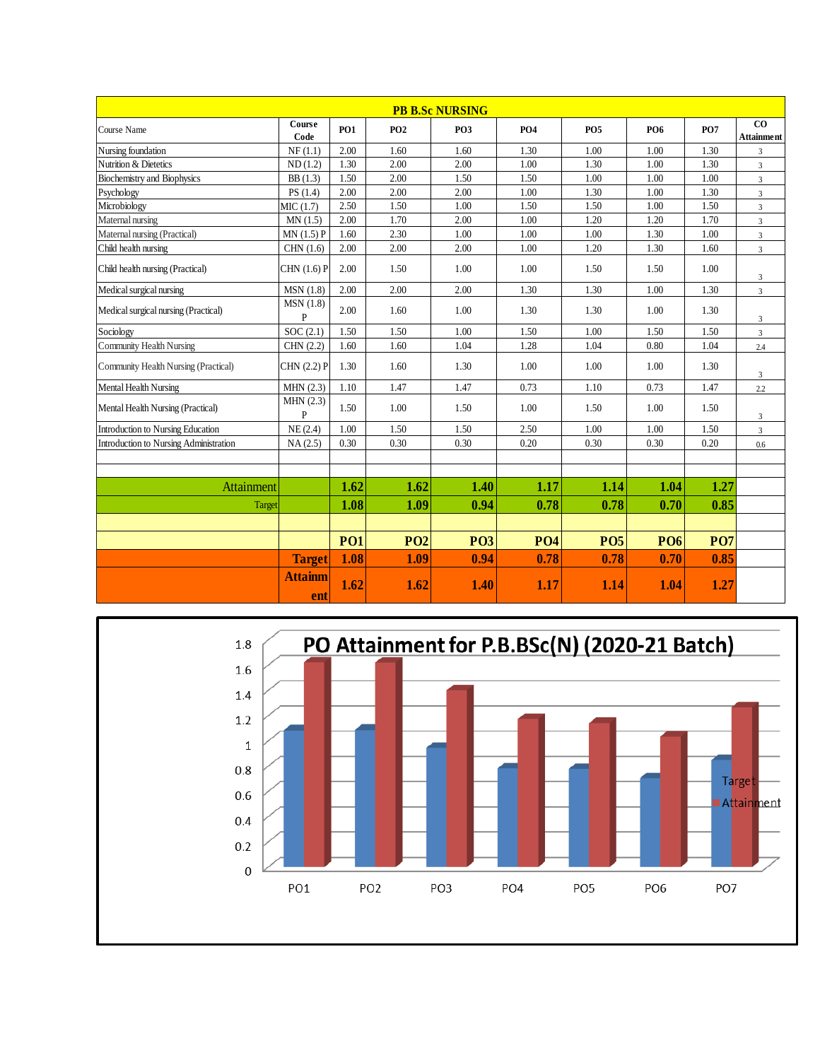## PB B.Sc NURSING

| Course Name | Course Code | PO1 | PO2 | PO3 | PO4 | PO5 | PO6 | PO7 | CO Attainment |
|---|---|---|---|---|---|---|---|---|---|
| Nursing foundation | NF (1.1) | 2.00 | 1.60 | 1.60 | 1.30 | 1.00 | 1.00 | 1.30 | 3 |
| Nutrition & Dietetics | ND (1.2) | 1.30 | 2.00 | 2.00 | 1.00 | 1.30 | 1.00 | 1.30 | 3 |
| Biochemistry and Biophysics | BB (1.3) | 1.50 | 2.00 | 1.50 | 1.50 | 1.00 | 1.00 | 1.00 | 3 |
| Psychology | PS (1.4) | 2.00 | 2.00 | 2.00 | 1.00 | 1.30 | 1.00 | 1.30 | 3 |
| Microbiology | MIC (1.7) | 2.50 | 1.50 | 1.00 | 1.50 | 1.50 | 1.00 | 1.50 | 3 |
| Maternal nursing | MN (1.5) | 2.00 | 1.70 | 2.00 | 1.00 | 1.20 | 1.20 | 1.70 | 3 |
| Maternal nursing (Practical) | MN (1.5) P | 1.60 | 2.30 | 1.00 | 1.00 | 1.00 | 1.30 | 1.00 | 3 |
| Child health nursing | CHN (1.6) | 2.00 | 2.00 | 2.00 | 1.00 | 1.20 | 1.30 | 1.60 | 3 |
| Child health nursing (Practical) | CHN (1.6) P | 2.00 | 1.50 | 1.00 | 1.00 | 1.50 | 1.50 | 1.00 | 3 |
| Medical surgical nursing | MSN (1.8) | 2.00 | 2.00 | 2.00 | 1.30 | 1.30 | 1.00 | 1.30 | 3 |
| Medical surgical nursing (Practical) | MSN (1.8) P | 2.00 | 1.60 | 1.00 | 1.30 | 1.30 | 1.00 | 1.30 | 3 |
| Sociology | SOC (2.1) | 1.50 | 1.50 | 1.00 | 1.50 | 1.00 | 1.50 | 1.50 | 3 |
| Community Health Nursing | CHN (2.2) | 1.60 | 1.60 | 1.04 | 1.28 | 1.04 | 0.80 | 1.04 | 2.4 |
| Community Health Nursing (Practical) | CHN (2.2) P | 1.30 | 1.60 | 1.30 | 1.00 | 1.00 | 1.00 | 1.30 | 3 |
| Mental Health Nursing | MHN (2.3) | 1.10 | 1.47 | 1.47 | 0.73 | 1.10 | 0.73 | 1.47 | 2.2 |
| Mental Health Nursing (Practical) | MHN (2.3) P | 1.50 | 1.00 | 1.50 | 1.00 | 1.50 | 1.00 | 1.50 | 3 |
| Introduction to Nursing Education | NE (2.4) | 1.00 | 1.50 | 1.50 | 2.50 | 1.00 | 1.00 | 1.50 | 3 |
| Introduction to Nursing Administration | NA (2.5) | 0.30 | 0.30 | 0.30 | 0.20 | 0.30 | 0.30 | 0.20 | 0.6 |
| | | | | | | | | | |
| | | | | | | | | | |
| Attainment | | 1.62 | 1.62 | 1.40 | 1.17 | 1.14 | 1.04 | 1.27 | |
| Target | | 1.08 | 1.09 | 0.94 | 0.78 | 0.78 | 0.70 | 0.85 | |

| | PO1 | PO2 | PO3 | PO4 | PO5 | PO6 | PO7 |
|---|---|---|---|---|---|---|---|
| Target | 1.08 | 1.09 | 0.94 | 0.78 | 0.78 | 0.70 | 0.85 |
| Attainment | 1.62 | 1.62 | 1.40 | 1.17 | 1.14 | 1.04 | 1.27 |

**PO Attainment for P.B.BSc(N) (2020-21 Batch)**

| | PO1 | PO2 | PO3 | PO4 | PO5 | PO6 | PO7 |
|---|---|---|---|---|---|---|---|
| Target | 1.08 | 1.09 | 0.94 | 0.78 | 0.78 | 0.70 | 0.85 |
| Attainment | 1.62 | 1.62 | 1.40 | 1.17 | 1.14 | 1.04 | 1.27 |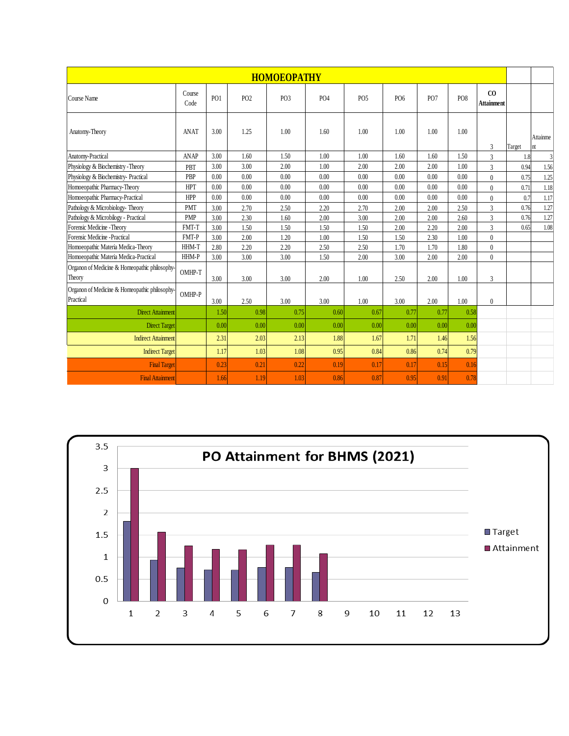| HOMOEOPATHY | | | | | | | | | | | | |
|---|---|---|---|---|---|---|---|---|---|---|---|---|
| Course Name | Course Code | PO1 | PO2 | PO3 | PO4 | PO5 | PO6 | PO7 | PO8 | CO Attainment | | |
| Anatomy-Theory | ANAT | 3.00 | 1.25 | 1.00 | 1.60 | 1.00 | 1.00 | 1.00 | 1.00 | 3 | Target | Attainment |
| Anatomy-Practical | ANAP | 3.00 | 1.60 | 1.50 | 1.00 | 1.00 | 1.60 | 1.60 | 1.50 | 3 | 1.8 | 3 |
| Physiology & Biochemistry -Theory | PBT | 3.00 | 3.00 | 2.00 | 1.00 | 2.00 | 2.00 | 2.00 | 1.00 | 3 | 0.94 | 1.56 |
| Physiology & Biochemistry- Practical | PBP | 0.00 | 0.00 | 0.00 | 0.00 | 0.00 | 0.00 | 0.00 | 0.00 | 0 | 0.75 | 1.25 |
| Homoeopathic Pharmacy-Theory | HPT | 0.00 | 0.00 | 0.00 | 0.00 | 0.00 | 0.00 | 0.00 | 0.00 | 0 | 0.71 | 1.18 |
| Homoeopathic Pharmacy-Practical | HPP | 0.00 | 0.00 | 0.00 | 0.00 | 0.00 | 0.00 | 0.00 | 0.00 | 0 | 0.7 | 1.17 |
| Pathology & Microbiology- Theory | PMT | 3.00 | 2.70 | 2.50 | 2.20 | 2.70 | 2.00 | 2.00 | 2.50 | 3 | 0.76 | 1.27 |
| Pathology & Microbilogy - Practical | PMP | 3.00 | 2.30 | 1.60 | 2.00 | 3.00 | 2.00 | 2.00 | 2.60 | 3 | 0.76 | 1.27 |
| Forensic Medicine -Theory | FMT-T | 3.00 | 1.50 | 1.50 | 1.50 | 1.50 | 2.00 | 2.20 | 2.00 | 3 | 0.65 | 1.08 |
| Forensic Medicine -Practical | FMT-P | 3.00 | 2.00 | 1.20 | 1.00 | 1.50 | 1.50 | 2.30 | 1.00 | 0 | | |
| Homoeopathic Materia Medica-Theory | HHM-T | 2.80 | 2.20 | 2.20 | 2.50 | 2.50 | 1.70 | 1.70 | 1.80 | 0 | | |
| Homoeopathic Materia Medica-Practical | HHM-P | 3.00 | 3.00 | 3.00 | 1.50 | 2.00 | 3.00 | 2.00 | 2.00 | 0 | | |
| Organon of Medicine & Homeopathic philosophy-Theory | OMHP-T | 3.00 | 3.00 | 3.00 | 2.00 | 1.00 | 2.50 | 2.00 | 1.00 | 3 | | |
| Organon of Medicine & Homeopathic philosophy-Practical | OMHP-P | 3.00 | 2.50 | 3.00 | 3.00 | 1.00 | 3.00 | 2.00 | 1.00 | 0 | | |
| Direct Attainment | | 1.50 | 0.98 | 0.75 | 0.60 | 0.67 | 0.77 | 0.77 | 0.58 | | | |
| Direct Target | | 0.00 | 0.00 | 0.00 | 0.00 | 0.00 | 0.00 | 0.00 | 0.00 | | | |
| Indirect Attainment | | 2.31 | 2.03 | 2.13 | 1.88 | 1.67 | 1.71 | 1.46 | 1.56 | | | |
| Indirect Target | | 1.17 | 1.03 | 1.08 | 0.95 | 0.84 | 0.86 | 0.74 | 0.79 | | | |
| Final Target | | 0.23 | 0.21 | 0.22 | 0.19 | 0.17 | 0.17 | 0.15 | 0.16 | | | |
| Final Attainment | | 1.66 | 1.19 | 1.03 | 0.86 | 0.87 | 0.95 | 0.91 | 0.78 | | | |

PO Attainment for BHMS (2021)

3.5
3
2.5
2
1.5
1
0.5
0

1 2 3 4 5 6 7 8 9 10 11 12 13

Target
Attainment